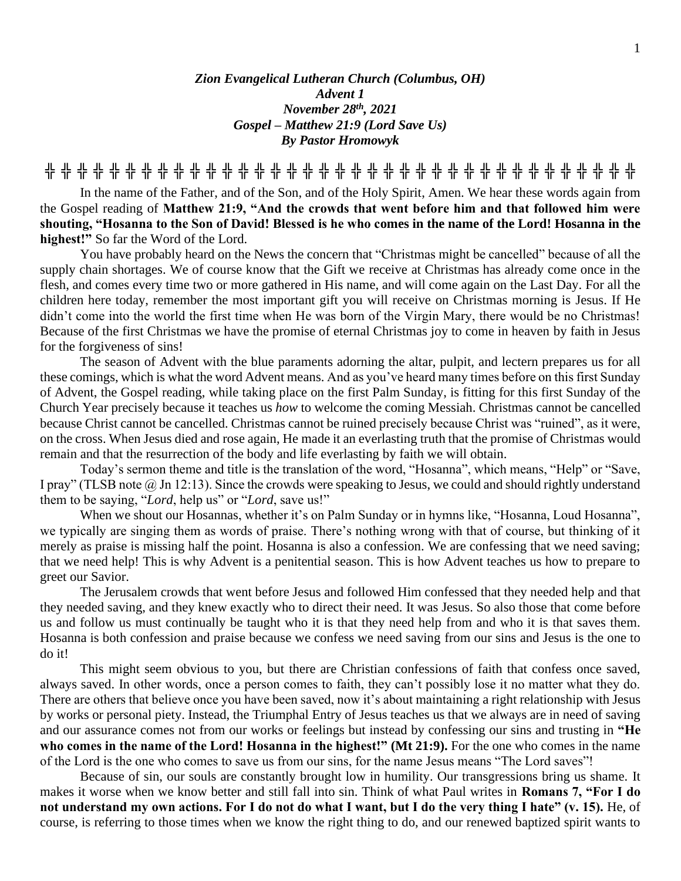***Zion Evangelical Lutheran Church (Columbus, OH)***
***Advent 1***
***November 28th, 2021***
***Gospel – Matthew 21:9 (Lord Save Us)***
***By Pastor Hromowyk***

╬ ╬ ╬ ╬ ╬ ╬ ╬ ╬ ╬ ╬ ╬ ╬ ╬ ╬ ╬ ╬ ╬ ╬ ╬ ╬ ╬ ╬ ╬ ╬ ╬ ╬ ╬ ╬ ╬ ╬ ╬ ╬ ╬ ╬ ╬ ╬ ╬ ╬ ╬ ╬ ╬ ╬

In the name of the Father, and of the Son, and of the Holy Spirit, Amen. We hear these words again from the Gospel reading of **Matthew 21:9, "And the crowds that went before him and that followed him were shouting, "Hosanna to the Son of David! Blessed is he who comes in the name of the Lord! Hosanna in the highest!"** So far the Word of the Lord.

You have probably heard on the News the concern that "Christmas might be cancelled" because of all the supply chain shortages. We of course know that the Gift we receive at Christmas has already come once in the flesh, and comes every time two or more gathered in His name, and will come again on the Last Day. For all the children here today, remember the most important gift you will receive on Christmas morning is Jesus. If He didn't come into the world the first time when He was born of the Virgin Mary, there would be no Christmas! Because of the first Christmas we have the promise of eternal Christmas joy to come in heaven by faith in Jesus for the forgiveness of sins!

The season of Advent with the blue paraments adorning the altar, pulpit, and lectern prepares us for all these comings, which is what the word Advent means. And as you've heard many times before on this first Sunday of Advent, the Gospel reading, while taking place on the first Palm Sunday, is fitting for this first Sunday of the Church Year precisely because it teaches us *how* to welcome the coming Messiah. Christmas cannot be cancelled because Christ cannot be cancelled. Christmas cannot be ruined precisely because Christ was "ruined", as it were, on the cross. When Jesus died and rose again, He made it an everlasting truth that the promise of Christmas would remain and that the resurrection of the body and life everlasting by faith we will obtain.

Today's sermon theme and title is the translation of the word, "Hosanna", which means, "Help" or "Save, I pray" (TLSB note @ Jn 12:13). Since the crowds were speaking to Jesus, we could and should rightly understand them to be saying, "*Lord*, help us" or "*Lord*, save us!"

When we shout our Hosannas, whether it's on Palm Sunday or in hymns like, "Hosanna, Loud Hosanna", we typically are singing them as words of praise. There's nothing wrong with that of course, but thinking of it merely as praise is missing half the point. Hosanna is also a confession. We are confessing that we need saving; that we need help! This is why Advent is a penitential season. This is how Advent teaches us how to prepare to greet our Savior.

The Jerusalem crowds that went before Jesus and followed Him confessed that they needed help and that they needed saving, and they knew exactly who to direct their need. It was Jesus. So also those that come before us and follow us must continually be taught who it is that they need help from and who it is that saves them. Hosanna is both confession and praise because we confess we need saving from our sins and Jesus is the one to do it!

This might seem obvious to you, but there are Christian confessions of faith that confess once saved, always saved. In other words, once a person comes to faith, they can't possibly lose it no matter what they do. There are others that believe once you have been saved, now it's about maintaining a right relationship with Jesus by works or personal piety. Instead, the Triumphal Entry of Jesus teaches us that we always are in need of saving and our assurance comes not from our works or feelings but instead by confessing our sins and trusting in **"He who comes in the name of the Lord! Hosanna in the highest!" (Mt 21:9).** For the one who comes in the name of the Lord is the one who comes to save us from our sins, for the name Jesus means "The Lord saves"!

Because of sin, our souls are constantly brought low in humility. Our transgressions bring us shame. It makes it worse when we know better and still fall into sin. Think of what Paul writes in **Romans 7, "For I do not understand my own actions. For I do not do what I want, but I do the very thing I hate" (v. 15).** He, of course, is referring to those times when we know the right thing to do, and our renewed baptized spirit wants to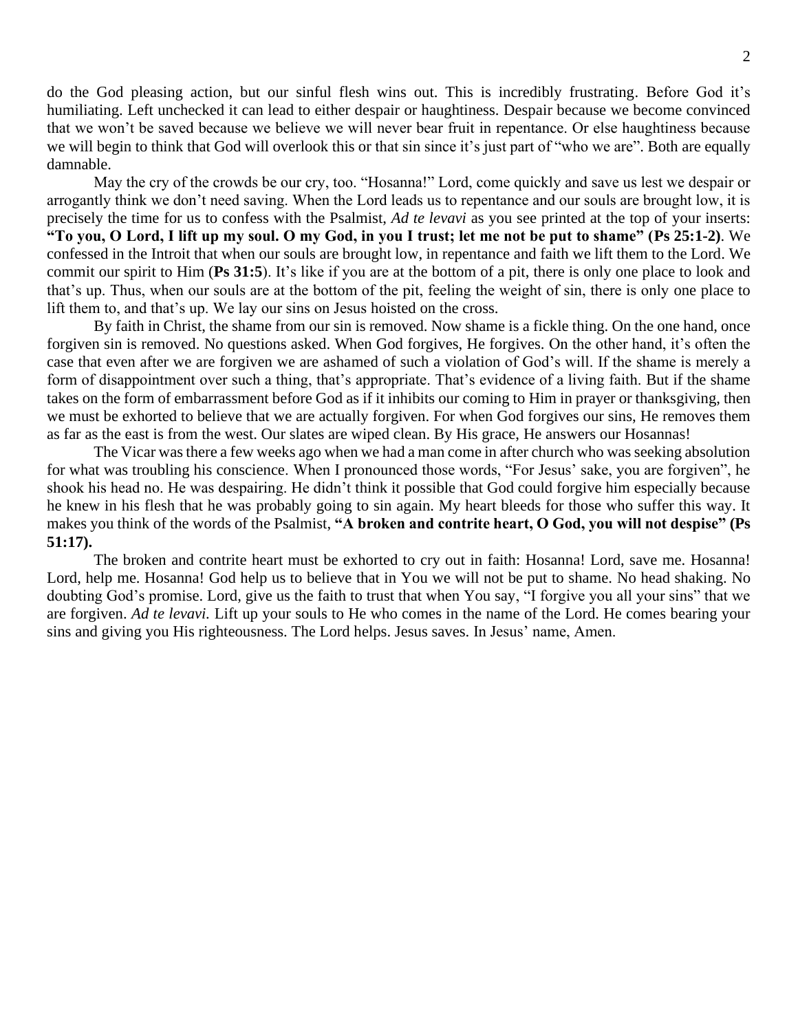do the God pleasing action, but our sinful flesh wins out. This is incredibly frustrating. Before God it's humiliating. Left unchecked it can lead to either despair or haughtiness. Despair because we become convinced that we won't be saved because we believe we will never bear fruit in repentance. Or else haughtiness because we will begin to think that God will overlook this or that sin since it's just part of "who we are". Both are equally damnable.

May the cry of the crowds be our cry, too. "Hosanna!" Lord, come quickly and save us lest we despair or arrogantly think we don't need saving. When the Lord leads us to repentance and our souls are brought low, it is precisely the time for us to confess with the Psalmist, *Ad te levavi* as you see printed at the top of your inserts: **"To you, O Lord, I lift up my soul. O my God, in you I trust; let me not be put to shame" (Ps 25:1-2)**. We confessed in the Introit that when our souls are brought low, in repentance and faith we lift them to the Lord. We commit our spirit to Him (**Ps 31:5**). It's like if you are at the bottom of a pit, there is only one place to look and that's up. Thus, when our souls are at the bottom of the pit, feeling the weight of sin, there is only one place to lift them to, and that's up. We lay our sins on Jesus hoisted on the cross.

By faith in Christ, the shame from our sin is removed. Now shame is a fickle thing. On the one hand, once forgiven sin is removed. No questions asked. When God forgives, He forgives. On the other hand, it's often the case that even after we are forgiven we are ashamed of such a violation of God's will. If the shame is merely a form of disappointment over such a thing, that's appropriate. That's evidence of a living faith. But if the shame takes on the form of embarrassment before God as if it inhibits our coming to Him in prayer or thanksgiving, then we must be exhorted to believe that we are actually forgiven. For when God forgives our sins, He removes them as far as the east is from the west. Our slates are wiped clean. By His grace, He answers our Hosannas!

The Vicar was there a few weeks ago when we had a man come in after church who was seeking absolution for what was troubling his conscience. When I pronounced those words, "For Jesus' sake, you are forgiven", he shook his head no. He was despairing. He didn't think it possible that God could forgive him especially because he knew in his flesh that he was probably going to sin again. My heart bleeds for those who suffer this way. It makes you think of the words of the Psalmist, **"A broken and contrite heart, O God, you will not despise" (Ps 51:17).**

The broken and contrite heart must be exhorted to cry out in faith: Hosanna! Lord, save me. Hosanna! Lord, help me. Hosanna! God help us to believe that in You we will not be put to shame. No head shaking. No doubting God's promise. Lord, give us the faith to trust that when You say, "I forgive you all your sins" that we are forgiven. *Ad te levavi.* Lift up your souls to He who comes in the name of the Lord. He comes bearing your sins and giving you His righteousness. The Lord helps. Jesus saves. In Jesus' name, Amen.